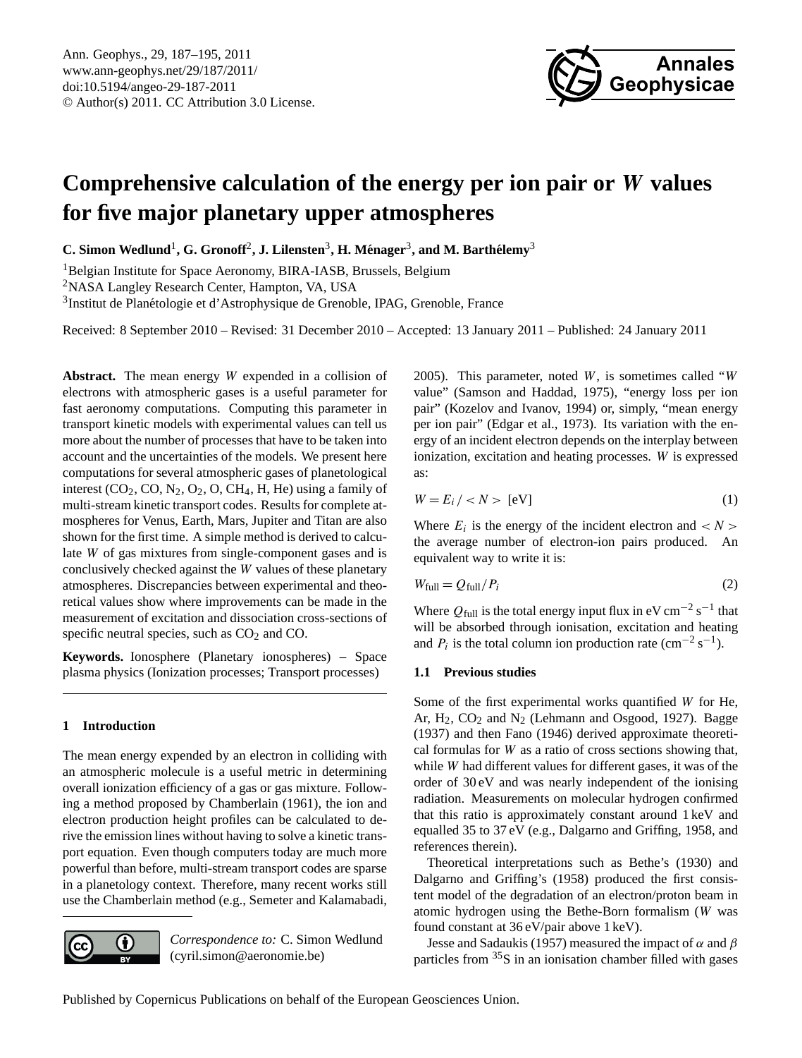# Comprehensive calculation of the energy per ion pair or *W* values for five major planetary upper atmospheres

**C. Simon Wedlund[1], G. Gronoff[2], J. Lilensten[3], H. Ménager[3], and M. Barthélemy[3]**

[1]Belgian Institute for Space Aeronomy, BIRA-IASB, Brussels, Belgium
[2]NASA Langley Research Center, Hampton, VA, USA
[3]Institut de Planétologie et d'Astrophysique de Grenoble, IPAG, Grenoble, France

Received: 8 September 2010 – Revised: 31 December 2010 – Accepted: 13 January 2011 – Published: 24 January 2011

**Abstract.** The mean energy $W$ expended in a collision of electrons with atmospheric gases is a useful parameter for fast aeronomy computations. Computing this parameter in transport kinetic models with experimental values can tell us more about the number of processes that have to be taken into account and the uncertainties of the models. We present here computations for several atmospheric gases of planetological interest ($CO_2$, CO, $N_2$, $O_2$, O, $CH_4$, H, He) using a family of multi-stream kinetic transport codes. Results for complete atmospheres for Venus, Earth, Mars, Jupiter and Titan are also shown for the first time. A simple method is derived to calculate $W$ of gas mixtures from single-component gases and is conclusively checked against the $W$ values of these planetary atmospheres. Discrepancies between experimental and theoretical values show where improvements can be made in the measurement of excitation and dissociation cross-sections of specific neutral species, such as $CO_2$ and CO.

**Keywords.** Ionosphere (Planetary ionospheres) – Space plasma physics (Ionization processes; Transport processes)

## 1 Introduction

The mean energy expended by an electron in colliding with an atmospheric molecule is a useful metric in determining overall ionization efficiency of a gas or gas mixture. Following a method proposed by Chamberlain (1961), the ion and electron production height profiles can be calculated to derive the emission lines without having to solve a kinetic transport equation. Even though computers today are much more powerful than before, multi-stream transport codes are sparse in a planetology context. Therefore, many recent works still use the Chamberlain method (e.g., Semeter and Kalamabadi, 2005). This parameter, noted $W$, is sometimes called "$W$ value" (Samson and Haddad, 1975), "energy loss per ion pair" (Kozelov and Ivanov, 1994) or, simply, "mean energy per ion pair" (Edgar et al., 1973). Its variation with the energy of an incident electron depends on the interplay between ionization, excitation and heating processes. $W$ is expressed as:

$$W = E_i \,/ < N > \ [\text{eV}] \tag{1}$$

Where $E_i$ is the energy of the incident electron and $< N >$ the average number of electron-ion pairs produced. An equivalent way to write it is:

$$W_{\text{full}} = Q_{\text{full}} / P_i \tag{2}$$

Where $Q_{\text{full}}$ is the total energy input flux in eV $\text{cm}^{-2}\,\text{s}^{-1}$ that will be absorbed through ionisation, excitation and heating and $P_i$ is the total column ion production rate ($\text{cm}^{-2}\,\text{s}^{-1}$).

### 1.1 Previous studies

Some of the first experimental works quantified $W$ for He, Ar, $H_2$, $CO_2$ and $N_2$ (Lehmann and Osgood, 1927). Bagge (1937) and then Fano (1946) derived approximate theoretical formulas for $W$ as a ratio of cross sections showing that, while $W$ had different values for different gases, it was of the order of 30 eV and was nearly independent of the ionising radiation. Measurements on molecular hydrogen confirmed that this ratio is approximately constant around 1 keV and equalled 35 to 37 eV (e.g., Dalgarno and Griffing, 1958, and references therein).

Theoretical interpretations such as Bethe's (1930) and Dalgarno and Griffing's (1958) produced the first consistent model of the degradation of an electron/proton beam in atomic hydrogen using the Bethe-Born formalism ($W$ was found constant at 36 eV/pair above 1 keV).

Jesse and Sadaukis (1957) measured the impact of $\alpha$ and $\beta$ particles from $^{35}$S in an ionisation chamber filled with gases

*Correspondence to:* C. Simon Wedlund (cyril.simon@aeronomie.be)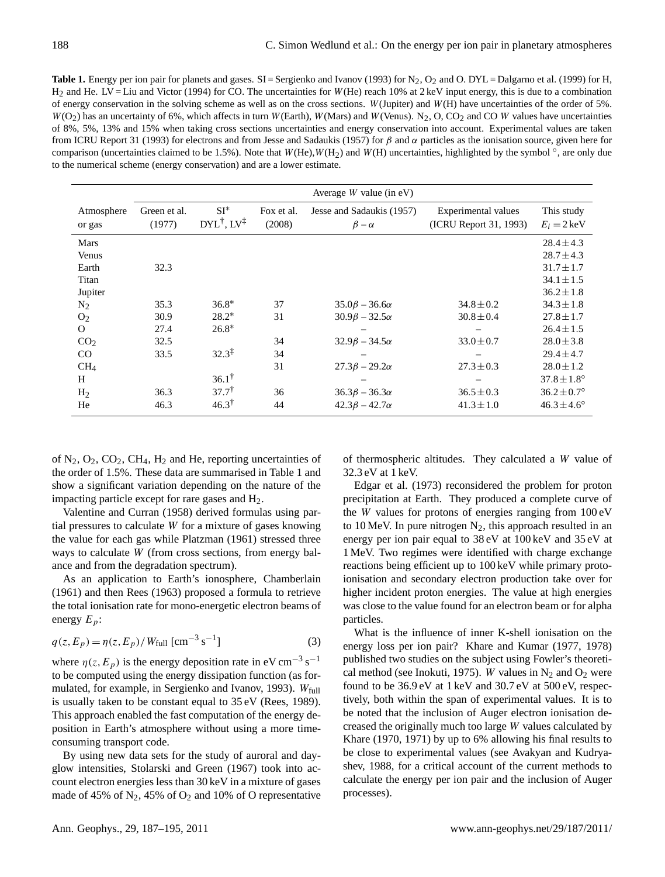**Table 1.** Energy per ion pair for planets and gases. SI = Sergienko and Ivanov (1993) for $N_2$, $O_2$ and O. DYL = Dalgarno et al. (1999) for H, $H_2$ and He. LV = Liu and Victor (1994) for CO. The uncertainties for $W$(He) reach 10% at 2 keV input energy, this is due to a combination of energy conservation in the solving scheme as well as on the cross sections. $W$(Jupiter) and $W$(H) have uncertainties of the order of 5%. $W(O_2)$ has an uncertainty of 6%, which affects in turn $W$(Earth), $W$(Mars) and $W$(Venus). $N_2$, O, $CO_2$ and CO $W$ values have uncertainties of 8%, 5%, 13% and 15% when taking cross sections uncertainties and energy conservation into account. Experimental values are taken from ICRU Report 31 (1993) for electrons and from Jesse and Sadaukis (1957) for $\beta$ and $\alpha$ particles as the ionisation source, given here for comparison (uncertainties claimed to be 1.5%). Note that $W$(He), $W(H_2)$ and $W$(H) uncertainties, highlighted by the symbol °, are only due to the numerical scheme (energy conservation) and are a lower estimate.

| Atmosphere or gas | Average $W$ value (in eV) | | | | | |
|---|---|---|---|---|---|---|
| | Green et al. (1977) | SI* DYL†, LV‡ | Fox et al. (2008) | Jesse and Sadaukis (1957) $\beta - \alpha$ | Experimental values (ICRU Report 31, 1993) | This study $E_i = 2$ keV |
| Mars | | | | | | $28.4 \pm 4.3$ |
| Venus | | | | | | $28.7 \pm 4.3$ |
| Earth | 32.3 | | | | | $31.7 \pm 1.7$ |
| Titan | | | | | | $34.1 \pm 1.5$ |
| Jupiter | | | | | | $36.2 \pm 1.8$ |
| $N_2$ | 35.3 | 36.8* | 37 | $35.0\beta - 36.6\alpha$ | $34.8 \pm 0.2$ | $34.3 \pm 1.8$ |
| $O_2$ | 30.9 | 28.2* | 31 | $30.9\beta - 32.5\alpha$ | $30.8 \pm 0.4$ | $27.8 \pm 1.7$ |
| O | 27.4 | 26.8* | | – | – | $26.4 \pm 1.5$ |
| $CO_2$ | 32.5 | | 34 | $32.9\beta - 34.5\alpha$ | $33.0 \pm 0.7$ | $28.0 \pm 3.8$ |
| CO | 33.5 | 32.3‡ | 34 | – | – | $29.4 \pm 4.7$ |
| $CH_4$ | | | 31 | $27.3\beta - 29.2\alpha$ | $27.3 \pm 0.3$ | $28.0 \pm 1.2$ |
| H | | 36.1† | | – | – | $37.8 \pm 1.8°$ |
| $H_2$ | 36.3 | 37.7† | 36 | $36.3\beta - 36.3\alpha$ | $36.5 \pm 0.3$ | $36.2 \pm 0.7°$ |
| He | 46.3 | 46.3† | 44 | $42.3\beta - 42.7\alpha$ | $41.3 \pm 1.0$ | $46.3 \pm 4.6°$ |

of $N_2$, $O_2$, $CO_2$, $CH_4$, $H_2$ and He, reporting uncertainties of the order of 1.5%. These data are summarised in Table 1 and show a significant variation depending on the nature of the impacting particle except for rare gases and $H_2$.

Valentine and Curran (1958) derived formulas using partial pressures to calculate $W$ for a mixture of gases knowing the value for each gas while Platzman (1961) stressed three ways to calculate $W$ (from cross sections, from energy balance and from the degradation spectrum).

As an application to Earth's ionosphere, Chamberlain (1961) and then Rees (1963) proposed a formula to retrieve the total ionisation rate for mono-energetic electron beams of energy $E_p$:

$$q(z, E_p) = \eta(z, E_p) / W_{\text{full}} \ [\text{cm}^{-3}\,\text{s}^{-1}] \tag{3}$$

where $\eta(z, E_p)$ is the energy deposition rate in eV cm$^{-3}$ s$^{-1}$ to be computed using the energy dissipation function (as formulated, for example, in Sergienko and Ivanov, 1993). $W_{\text{full}}$ is usually taken to be constant equal to 35 eV (Rees, 1989). This approach enabled the fast computation of the energy deposition in Earth's atmosphere without using a more time-consuming transport code.

By using new data sets for the study of auroral and dayglow intensities, Stolarski and Green (1967) took into account electron energies less than 30 keV in a mixture of gases made of 45% of $N_2$, 45% of $O_2$ and 10% of O representative of thermospheric altitudes. They calculated a $W$ value of 32.3 eV at 1 keV.

Edgar et al. (1973) reconsidered the problem for proton precipitation at Earth. They produced a complete curve of the $W$ values for protons of energies ranging from 100 eV to 10 MeV. In pure nitrogen $N_2$, this approach resulted in an energy per ion pair equal to 38 eV at 100 keV and 35 eV at 1 MeV. Two regimes were identified with charge exchange reactions being efficient up to 100 keV while primary protoionisation and secondary electron production take over for higher incident proton energies. The value at high energies was close to the value found for an electron beam or for alpha particles.

What is the influence of inner K-shell ionisation on the energy loss per ion pair? Khare and Kumar (1977, 1978) published two studies on the subject using Fowler's theoretical method (see Inokuti, 1975). $W$ values in $N_2$ and $O_2$ were found to be 36.9 eV at 1 keV and 30.7 eV at 500 eV, respectively, both within the span of experimental values. It is to be noted that the inclusion of Auger electron ionisation decreased the originally much too large $W$ values calculated by Khare (1970, 1971) by up to 6% allowing his final results to be close to experimental values (see Avakyan and Kudryashev, 1988, for a critical account of the current methods to calculate the energy per ion pair and the inclusion of Auger processes).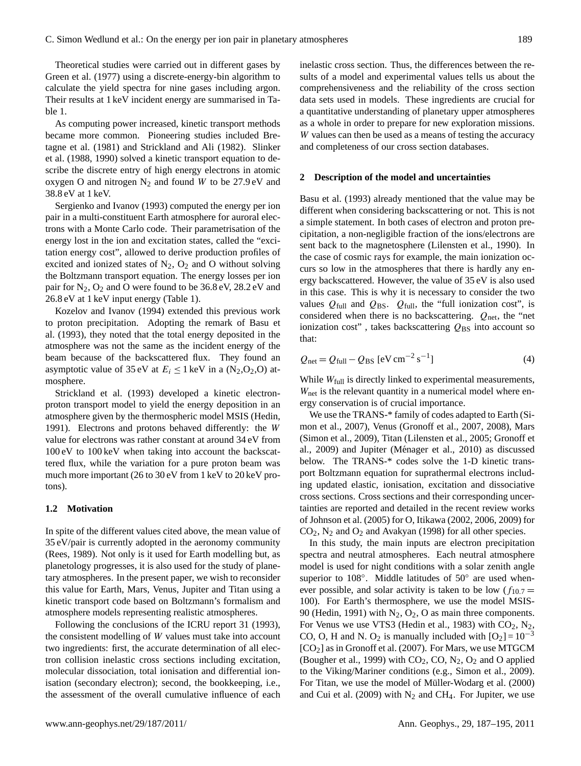Theoretical studies were carried out in different gases by Green et al. (1977) using a discrete-energy-bin algorithm to calculate the yield spectra for nine gases including argon. Their results at 1 keV incident energy are summarised in Table 1.

As computing power increased, kinetic transport methods became more common. Pioneering studies included Bretagne et al. (1981) and Strickland and Ali (1982). Slinker et al. (1988, 1990) solved a kinetic transport equation to describe the discrete entry of high energy electrons in atomic oxygen O and nitrogen $N_2$ and found $W$ to be 27.9 eV and 38.8 eV at 1 keV.

Sergienko and Ivanov (1993) computed the energy per ion pair in a multi-constituent Earth atmosphere for auroral electrons with a Monte Carlo code. Their parametrisation of the energy lost in the ion and excitation states, called the "excitation energy cost", allowed to derive production profiles of excited and ionized states of $N_2$, $O_2$ and O without solving the Boltzmann transport equation. The energy losses per ion pair for $N_2$, $O_2$ and O were found to be 36.8 eV, 28.2 eV and 26.8 eV at 1 keV input energy (Table 1).

Kozelov and Ivanov (1994) extended this previous work to proton precipitation. Adopting the remark of Basu et al. (1993), they noted that the total energy deposited in the atmosphere was not the same as the incident energy of the beam because of the backscattered flux. They found an asymptotic value of 35 eV at $E_i \leq 1$ keV in a ($N_2$,$O_2$,O) atmosphere.

Strickland et al. (1993) developed a kinetic electron-proton transport model to yield the energy deposition in an atmosphere given by the thermospheric model MSIS (Hedin, 1991). Electrons and protons behaved differently: the $W$ value for electrons was rather constant at around 34 eV from 100 eV to 100 keV when taking into account the backscattered flux, while the variation for a pure proton beam was much more important (26 to 30 eV from 1 keV to 20 keV protons).

### 1.2 Motivation

In spite of the different values cited above, the mean value of 35 eV/pair is currently adopted in the aeronomy community (Rees, 1989). Not only is it used for Earth modelling but, as planetology progresses, it is also used for the study of planetary atmospheres. In the present paper, we wish to reconsider this value for Earth, Mars, Venus, Jupiter and Titan using a kinetic transport code based on Boltzmann's formalism and atmosphere models representing realistic atmospheres.

Following the conclusions of the ICRU report 31 (1993), the consistent modelling of $W$ values must take into account two ingredients: first, the accurate determination of all electron collision inelastic cross sections including excitation, molecular dissociation, total ionisation and differential ionisation (secondary electron); second, the bookkeeping, i.e., the assessment of the overall cumulative influence of each inelastic cross section. Thus, the differences between the results of a model and experimental values tells us about the comprehensiveness and the reliability of the cross section data sets used in models. These ingredients are crucial for a quantitative understanding of planetary upper atmospheres as a whole in order to prepare for new exploration missions. $W$ values can then be used as a means of testing the accuracy and completeness of our cross section databases.

## 2 Description of the model and uncertainties

Basu et al. (1993) already mentioned that the value may be different when considering backscattering or not. This is not a simple statement. In both cases of electron and proton precipitation, a non-negligible fraction of the ions/electrons are sent back to the magnetosphere (Lilensten et al., 1990). In the case of cosmic rays for example, the main ionization occurs so low in the atmospheres that there is hardly any energy backscattered. However, the value of 35 eV is also used in this case. This is why it is necessary to consider the two values $Q_{\mathrm{full}}$ and $Q_{\mathrm{BS}}$. $Q_{\mathrm{full}}$, the "full ionization cost", is considered when there is no backscattering. $Q_{\mathrm{net}}$, the "net ionization cost", takes backscattering $Q_{\mathrm{BS}}$ into account so that:

$$Q_{\mathrm{net}} = Q_{\mathrm{full}} - Q_{\mathrm{BS}} \ [\mathrm{eV\,cm^{-2}\,s^{-1}}] \tag{4}$$

While $W_{\mathrm{full}}$ is directly linked to experimental measurements, $W_{\mathrm{net}}$ is the relevant quantity in a numerical model where energy conservation is of crucial importance.

We use the TRANS-* family of codes adapted to Earth (Simon et al., 2007), Venus (Gronoff et al., 2007, 2008), Mars (Simon et al., 2009), Titan (Lilensten et al., 2005; Gronoff et al., 2009) and Jupiter (Ménager et al., 2010) as discussed below. The TRANS-* codes solve the 1-D kinetic transport Boltzmann equation for suprathermal electrons including updated elastic, ionisation, excitation and dissociative cross sections. Cross sections and their corresponding uncertainties are reported and detailed in the recent review works of Johnson et al. (2005) for O, Itikawa (2002, 2006, 2009) for $CO_2$, $N_2$ and $O_2$ and Avakyan (1998) for all other species.

In this study, the main inputs are electron precipitation spectra and neutral atmospheres. Each neutral atmosphere model is used for night conditions with a solar zenith angle superior to 108°. Middle latitudes of 50° are used whenever possible, and solar activity is taken to be low ($f_{10.7} = 100$). For Earth's thermosphere, we use the model MSIS-90 (Hedin, 1991) with $N_2$, $O_2$, O as main three components. For Venus we use VTS3 (Hedin et al., 1983) with $CO_2$, $N_2$, CO, O, H and N. $O_2$ is manually included with $[O_2] = 10^{-3}$ $[CO_2]$ as in Gronoff et al. (2007). For Mars, we use MTGCM (Bougher et al., 1999) with $CO_2$, CO, $N_2$, $O_2$ and O applied to the Viking/Mariner conditions (e.g., Simon et al., 2009). For Titan, we use the model of Müller-Wodarg et al. (2000) and Cui et al. (2009) with $N_2$ and $CH_4$. For Jupiter, we use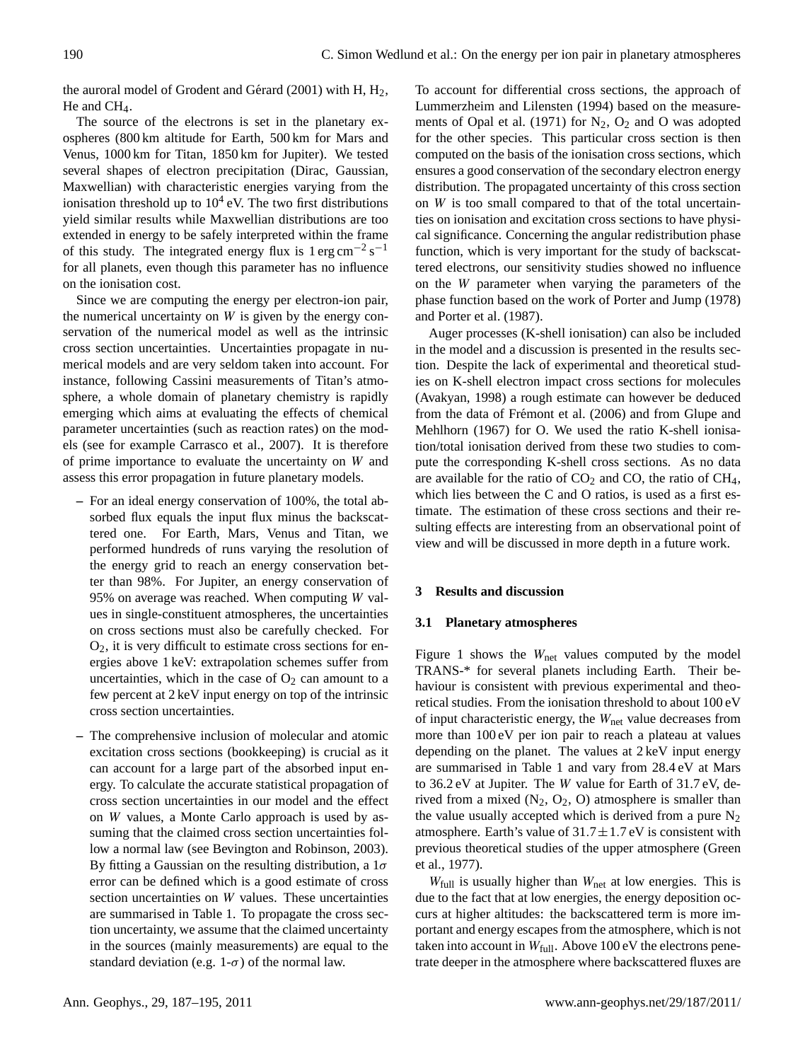the auroral model of Grodent and Gérard (2001) with H, $H_2$, He and $CH_4$.

The source of the electrons is set in the planetary exospheres (800 km altitude for Earth, 500 km for Mars and Venus, 1000 km for Titan, 1850 km for Jupiter). We tested several shapes of electron precipitation (Dirac, Gaussian, Maxwellian) with characteristic energies varying from the ionisation threshold up to $10^4$ eV. The two first distributions yield similar results while Maxwellian distributions are too extended in energy to be safely interpreted within the frame of this study. The integrated energy flux is $1\,\mathrm{erg\,cm^{-2}\,s^{-1}}$ for all planets, even though this parameter has no influence on the ionisation cost.

Since we are computing the energy per electron-ion pair, the numerical uncertainty on $W$ is given by the energy conservation of the numerical model as well as the intrinsic cross section uncertainties. Uncertainties propagate in numerical models and are very seldom taken into account. For instance, following Cassini measurements of Titan's atmosphere, a whole domain of planetary chemistry is rapidly emerging which aims at evaluating the effects of chemical parameter uncertainties (such as reaction rates) on the models (see for example Carrasco et al., 2007). It is therefore of prime importance to evaluate the uncertainty on $W$ and assess this error propagation in future planetary models.

- For an ideal energy conservation of 100%, the total absorbed flux equals the input flux minus the backscattered one. For Earth, Mars, Venus and Titan, we performed hundreds of runs varying the resolution of the energy grid to reach an energy conservation better than 98%. For Jupiter, an energy conservation of 95% on average was reached. When computing $W$ values in single-constituent atmospheres, the uncertainties on cross sections must also be carefully checked. For $O_2$, it is very difficult to estimate cross sections for energies above 1 keV: extrapolation schemes suffer from uncertainties, which in the case of $O_2$ can amount to a few percent at 2 keV input energy on top of the intrinsic cross section uncertainties.

- The comprehensive inclusion of molecular and atomic excitation cross sections (bookkeeping) is crucial as it can account for a large part of the absorbed input energy. To calculate the accurate statistical propagation of cross section uncertainties in our model and the effect on $W$ values, a Monte Carlo approach is used by assuming that the claimed cross section uncertainties follow a normal law (see Bevington and Robinson, 2003). By fitting a Gaussian on the resulting distribution, a $1\sigma$ error can be defined which is a good estimate of cross section uncertainties on $W$ values. These uncertainties are summarised in Table 1. To propagate the cross section uncertainty, we assume that the claimed uncertainty in the sources (mainly measurements) are equal to the standard deviation (e.g. 1-$\sigma$) of the normal law.

To account for differential cross sections, the approach of Lummerzheim and Lilensten (1994) based on the measurements of Opal et al. (1971) for $N_2$, $O_2$ and O was adopted for the other species. This particular cross section is then computed on the basis of the ionisation cross sections, which ensures a good conservation of the secondary electron energy distribution. The propagated uncertainty of this cross section on $W$ is too small compared to that of the total uncertainties on ionisation and excitation cross sections to have physical significance. Concerning the angular redistribution phase function, which is very important for the study of backscattered electrons, our sensitivity studies showed no influence on the $W$ parameter when varying the parameters of the phase function based on the work of Porter and Jump (1978) and Porter et al. (1987).

Auger processes (K-shell ionisation) can also be included in the model and a discussion is presented in the results section. Despite the lack of experimental and theoretical studies on K-shell electron impact cross sections for molecules (Avakyan, 1998) a rough estimate can however be deduced from the data of Frémont et al. (2006) and from Glupe and Mehlhorn (1967) for O. We used the ratio K-shell ionisation/total ionisation derived from these two studies to compute the corresponding K-shell cross sections. As no data are available for the ratio of $CO_2$ and CO, the ratio of $CH_4$, which lies between the C and O ratios, is used as a first estimate. The estimation of these cross sections and their resulting effects are interesting from an observational point of view and will be discussed in more depth in a future work.

## 3 Results and discussion

### 3.1 Planetary atmospheres

Figure 1 shows the $W_{\mathrm{net}}$ values computed by the model TRANS-* for several planets including Earth. Their behaviour is consistent with previous experimental and theoretical studies. From the ionisation threshold to about 100 eV of input characteristic energy, the $W_{\mathrm{net}}$ value decreases from more than 100 eV per ion pair to reach a plateau at values depending on the planet. The values at 2 keV input energy are summarised in Table 1 and vary from 28.4 eV at Mars to 36.2 eV at Jupiter. The $W$ value for Earth of 31.7 eV, derived from a mixed ($N_2$, $O_2$, O) atmosphere is smaller than the value usually accepted which is derived from a pure $N_2$ atmosphere. Earth's value of $31.7 \pm 1.7$ eV is consistent with previous theoretical studies of the upper atmosphere (Green et al., 1977).

$W_{\mathrm{full}}$ is usually higher than $W_{\mathrm{net}}$ at low energies. This is due to the fact that at low energies, the energy deposition occurs at higher altitudes: the backscattered term is more important and energy escapes from the atmosphere, which is not taken into account in $W_{\mathrm{full}}$. Above 100 eV the electrons penetrate deeper in the atmosphere where backscattered fluxes are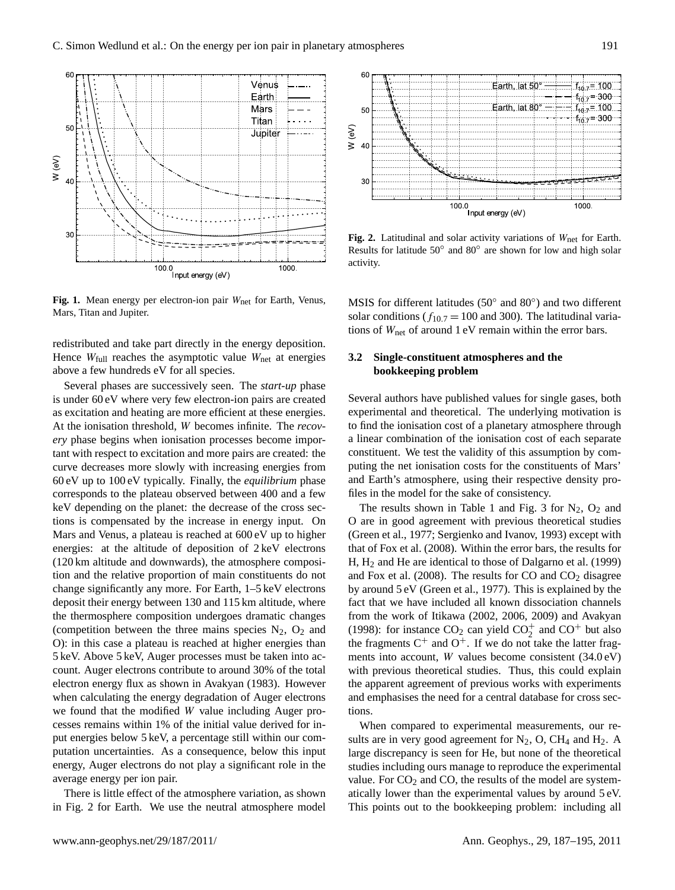Fig. 1. Mean energy per electron-ion pair $W_{\mathrm{net}}$ for Earth, Venus, Mars, Titan and Jupiter.

redistributed and take part directly in the energy deposition. Hence $W_{\mathrm{full}}$ reaches the asymptotic value $W_{\mathrm{net}}$ at energies above a few hundreds eV for all species.

Several phases are successively seen. The *start-up* phase is under 60 eV where very few electron-ion pairs are created as excitation and heating are more efficient at these energies. At the ionisation threshold, $W$ becomes infinite. The *recovery* phase begins when ionisation processes become important with respect to excitation and more pairs are created: the curve decreases more slowly with increasing energies from 60 eV up to 100 eV typically. Finally, the *equilibrium* phase corresponds to the plateau observed between 400 and a few keV depending on the planet: the decrease of the cross sections is compensated by the increase in energy input. On Mars and Venus, a plateau is reached at 600 eV up to higher energies: at the altitude of deposition of 2 keV electrons (120 km altitude and downwards), the atmosphere composition and the relative proportion of main constituents do not change significantly any more. For Earth, 1–5 keV electrons deposit their energy between 130 and 115 km altitude, where the thermosphere composition undergoes dramatic changes (competition between the three mains species $N_2$, $O_2$ and O): in this case a plateau is reached at higher energies than 5 keV. Above 5 keV, Auger processes must be taken into account. Auger electrons contribute to around 30% of the total electron energy flux as shown in Avakyan (1983). However when calculating the energy degradation of Auger electrons we found that the modified $W$ value including Auger processes remains within 1% of the initial value derived for input energies below 5 keV, a percentage still within our computation uncertainties. As a consequence, below this input energy, Auger electrons do not play a significant role in the average energy per ion pair.

There is little effect of the atmosphere variation, as shown in Fig. 2 for Earth. We use the neutral atmosphere model MSIS for different latitudes (50° and 80°) and two different solar conditions ($f_{10.7} = 100$ and 300). The latitudinal variations of $W_{\mathrm{net}}$ of around 1 eV remain within the error bars.

Fig. 2. Latitudinal and solar activity variations of $W_{\mathrm{net}}$ for Earth. Results for latitude 50° and 80° are shown for low and high solar activity.

### 3.2 Single-constituent atmospheres and the bookkeeping problem

Several authors have published values for single gases, both experimental and theoretical. The underlying motivation is to find the ionisation cost of a planetary atmosphere through a linear combination of the ionisation cost of each separate constituent. We test the validity of this assumption by computing the net ionisation costs for the constituents of Mars' and Earth's atmosphere, using their respective density profiles in the model for the sake of consistency.

The results shown in Table 1 and Fig. 3 for $N_2$, $O_2$ and O are in good agreement with previous theoretical studies (Green et al., 1977; Sergienko and Ivanov, 1993) except with that of Fox et al. (2008). Within the error bars, the results for H, $H_2$ and He are identical to those of Dalgarno et al. (1999) and Fox et al. (2008). The results for CO and $CO_2$ disagree by around 5 eV (Green et al., 1977). This is explained by the fact that we have included all known dissociation channels from the work of Itikawa (2002, 2006, 2009) and Avakyan (1998): for instance $CO_2$ can yield $CO_2^+$ and $CO^+$ but also the fragments $C^+$ and $O^+$. If we do not take the latter fragments into account, $W$ values become consistent (34.0 eV) with previous theoretical studies. Thus, this could explain the apparent agreement of previous works with experiments and emphasises the need for a central database for cross sections.

When compared to experimental measurements, our results are in very good agreement for $N_2$, O, $CH_4$ and $H_2$. A large discrepancy is seen for He, but none of the theoretical studies including ours manage to reproduce the experimental value. For $CO_2$ and CO, the results of the model are systematically lower than the experimental values by around 5 eV. This points out to the bookkeeping problem: including all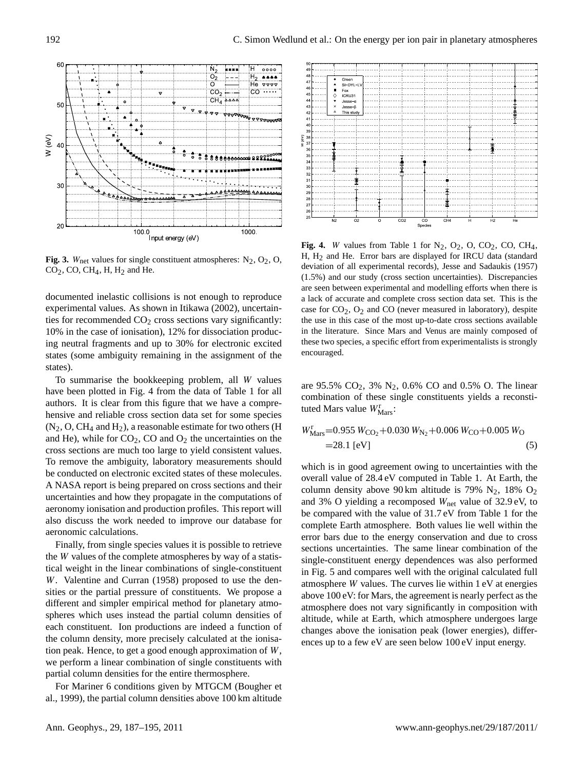**Fig. 3.** $W_{\text{net}}$ values for single constituent atmospheres: $N_2$, $O_2$, O, $CO_2$, CO, $CH_4$, H, $H_2$ and He.

**Fig. 4.** *W* values from Table 1 for $N_2$, $O_2$, O, $CO_2$, CO, $CH_4$, H, $H_2$ and He. Error bars are displayed for IRCU data (standard deviation of all experimental records), Jesse and Sadaukis (1957) (1.5%) and our study (cross section uncertainties). Discrepancies are seen between experimental and modelling efforts when there is a lack of accurate and complete cross section data set. This is the case for $CO_2$, $O_2$ and CO (never measured in laboratory), despite the use in this case of the most up-to-date cross sections available in the literature. Since Mars and Venus are mainly composed of these two species, a specific effort from experimentalists is strongly encouraged.

documented inelastic collisions is not enough to reproduce experimental values. As shown in Itikawa (2002), uncertainties for recommended $CO_2$ cross sections vary significantly: 10% in the case of ionisation), 12% for dissociation producing neutral fragments and up to 30% for electronic excited states (some ambiguity remaining in the assignment of the states).

To summarise the bookkeeping problem, all *W* values have been plotted in Fig. 4 from the data of Table 1 for all authors. It is clear from this figure that we have a comprehensive and reliable cross section data set for some species ($N_2$, O, $CH_4$ and $H_2$), a reasonable estimate for two others (H and He), while for $CO_2$, CO and $O_2$ the uncertainties on the cross sections are much too large to yield consistent values. To remove the ambiguity, laboratory measurements should be conducted on electronic excited states of these molecules. A NASA report is being prepared on cross sections and their uncertainties and how they propagate in the computations of aeronomy ionisation and production profiles. This report will also discuss the work needed to improve our database for aeronomic calculations.

Finally, from single species values it is possible to retrieve the *W* values of the complete atmospheres by way of a statistical weight in the linear combinations of single-constituent *W*. Valentine and Curran (1958) proposed to use the densities or the partial pressure of constituents. We propose a different and simpler empirical method for planetary atmospheres which uses instead the partial column densities of each constituent. Ion productions are indeed a function of the column density, more precisely calculated at the ionisation peak. Hence, to get a good enough approximation of *W*, we perform a linear combination of single constituents with partial column densities for the entire thermosphere.

For Mariner 6 conditions given by MTGCM (Bougher et al., 1999), the partial column densities above 100 km altitude are 95.5% $CO_2$, 3% $N_2$, 0.6% CO and 0.5% O. The linear combination of these single constituents yields a reconstituted Mars value $W^{\text{r}}_{\text{Mars}}$:

$$\begin{aligned} W^{\text{r}}_{\text{Mars}} &= 0.955\,W_{CO_2} + 0.030\,W_{N_2} + 0.006\,W_{CO} + 0.005\,W_{O} \\ &= 28.1\ [\text{eV}] \end{aligned} \tag{5}$$

which is in good agreement owing to uncertainties with the overall value of 28.4 eV computed in Table 1. At Earth, the column density above 90 km altitude is 79% $N_2$, 18% $O_2$ and 3% O yielding a recomposed $W_{\text{net}}$ value of 32.9 eV, to be compared with the value of 31.7 eV from Table 1 for the complete Earth atmosphere. Both values lie well within the error bars due to the energy conservation and due to cross sections uncertainties. The same linear combination of the single-constituent energy dependences was also performed in Fig. 5 and compares well with the original calculated full atmosphere *W* values. The curves lie within 1 eV at energies above 100 eV: for Mars, the agreement is nearly perfect as the atmosphere does not vary significantly in composition with altitude, while at Earth, which atmosphere undergoes large changes above the ionisation peak (lower energies), differences up to a few eV are seen below 100 eV input energy.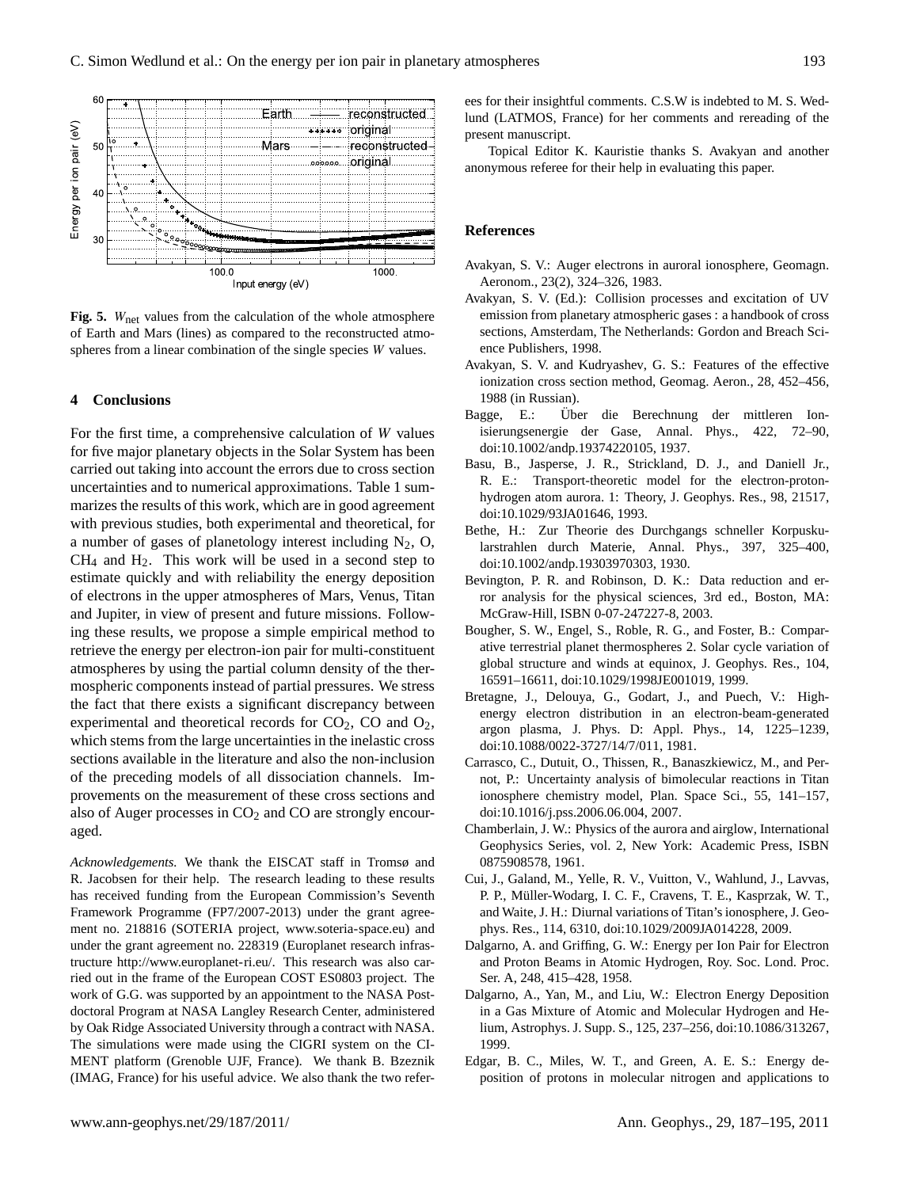**Fig. 5.** $W_{net}$ values from the calculation of the whole atmosphere of Earth and Mars (lines) as compared to the reconstructed atmospheres from a linear combination of the single species $W$ values.

## 4 Conclusions

For the first time, a comprehensive calculation of $W$ values for five major planetary objects in the Solar System has been carried out taking into account the errors due to cross section uncertainties and to numerical approximations. Table 1 summarizes the results of this work, which are in good agreement with previous studies, both experimental and theoretical, for a number of gases of planetology interest including $N_2$, O, $CH_4$ and $H_2$. This work will be used in a second step to estimate quickly and with reliability the energy deposition of electrons in the upper atmospheres of Mars, Venus, Titan and Jupiter, in view of present and future missions. Following these results, we propose a simple empirical method to retrieve the energy per electron-ion pair for multi-constituent atmospheres by using the partial column density of the thermospheric components instead of partial pressures. We stress the fact that there exists a significant discrepancy between experimental and theoretical records for $CO_2$, CO and $O_2$, which stems from the large uncertainties in the inelastic cross sections available in the literature and also the non-inclusion of the preceding models of all dissociation channels. Improvements on the measurement of these cross sections and also of Auger processes in $CO_2$ and CO are strongly encouraged.

*Acknowledgements.* We thank the EISCAT staff in Tromsø and R. Jacobsen for their help. The research leading to these results has received funding from the European Commission's Seventh Framework Programme (FP7/2007-2013) under the grant agreement no. 218816 (SOTERIA project, www.soteria-space.eu) and under the grant agreement no. 228319 (Europlanet research infrastructure http://www.europlanet-ri.eu/. This research was also carried out in the frame of the European COST ES0803 project. The work of G.G. was supported by an appointment to the NASA Postdoctoral Program at NASA Langley Research Center, administered by Oak Ridge Associated University through a contract with NASA. The simulations were made using the CIGRI system on the CIMENT platform (Grenoble UJF, France). We thank B. Bzeznik (IMAG, France) for his useful advice. We also thank the two referees for their insightful comments. C.S.W is indebted to M. S. Wedlund (LATMOS, France) for her comments and rereading of the present manuscript.

Topical Editor K. Kauristie thanks S. Avakyan and another anonymous referee for their help in evaluating this paper.

## References

Avakyan, S. V.: Auger electrons in auroral ionosphere, Geomagn. Aeronom., 23(2), 324–326, 1983.

Avakyan, S. V. (Ed.): Collision processes and excitation of UV emission from planetary atmospheric gases : a handbook of cross sections, Amsterdam, The Netherlands: Gordon and Breach Science Publishers, 1998.

Avakyan, S. V. and Kudryashev, G. S.: Features of the effective ionization cross section method, Geomag. Aeron., 28, 452–456, 1988 (in Russian).

Bagge, E.: Über die Berechnung der mittleren Ionisierungsenergie der Gase, Annal. Phys., 422, 72–90, doi:10.1002/andp.19374220105, 1937.

Basu, B., Jasperse, J. R., Strickland, D. J., and Daniell Jr., R. E.: Transport-theoretic model for the electron-proton-hydrogen atom aurora. 1: Theory, J. Geophys. Res., 98, 21517, doi:10.1029/93JA01646, 1993.

Bethe, H.: Zur Theorie des Durchgangs schneller Korpuskularstrahlen durch Materie, Annal. Phys., 397, 325–400, doi:10.1002/andp.19303970303, 1930.

Bevington, P. R. and Robinson, D. K.: Data reduction and error analysis for the physical sciences, 3rd ed., Boston, MA: McGraw-Hill, ISBN 0-07-247227-8, 2003.

Bougher, S. W., Engel, S., Roble, R. G., and Foster, B.: Comparative terrestrial planet thermospheres 2. Solar cycle variation of global structure and winds at equinox, J. Geophys. Res., 104, 16591–16611, doi:10.1029/1998JE001019, 1999.

Bretagne, J., Delouya, G., Godart, J., and Puech, V.: High-energy electron distribution in an electron-beam-generated argon plasma, J. Phys. D: Appl. Phys., 14, 1225–1239, doi:10.1088/0022-3727/14/7/011, 1981.

Carrasco, C., Dutuit, O., Thissen, R., Banaszkiewicz, M., and Pernot, P.: Uncertainty analysis of bimolecular reactions in Titan ionosphere chemistry model, Plan. Space Sci., 55, 141–157, doi:10.1016/j.pss.2006.06.004, 2007.

Chamberlain, J. W.: Physics of the aurora and airglow, International Geophysics Series, vol. 2, New York: Academic Press, ISBN 0875908578, 1961.

Cui, J., Galand, M., Yelle, R. V., Vuitton, V., Wahlund, J., Lavvas, P. P., Müller-Wodarg, I. C. F., Cravens, T. E., Kasprzak, W. T., and Waite, J. H.: Diurnal variations of Titan's ionosphere, J. Geophys. Res., 114, 6310, doi:10.1029/2009JA014228, 2009.

Dalgarno, A. and Griffing, G. W.: Energy per Ion Pair for Electron and Proton Beams in Atomic Hydrogen, Roy. Soc. Lond. Proc. Ser. A, 248, 415–428, 1958.

Dalgarno, A., Yan, M., and Liu, W.: Electron Energy Deposition in a Gas Mixture of Atomic and Molecular Hydrogen and Helium, Astrophys. J. Supp. S., 125, 237–256, doi:10.1086/313267, 1999.

Edgar, B. C., Miles, W. T., and Green, A. E. S.: Energy deposition of protons in molecular nitrogen and applications to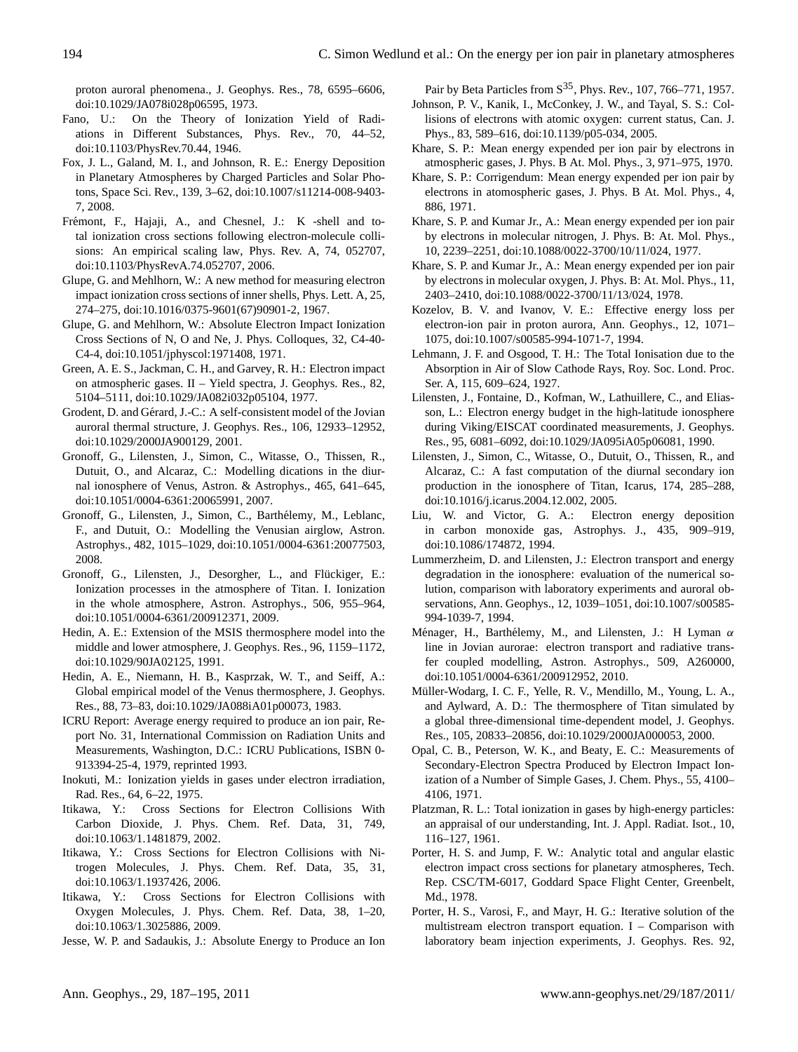proton auroral phenomena., J. Geophys. Res., 78, 6595–6606, doi:10.1029/JA078i028p06595, 1973.

Fano, U.: On the Theory of Ionization Yield of Radiations in Different Substances, Phys. Rev., 70, 44–52, doi:10.1103/PhysRev.70.44, 1946.

Fox, J. L., Galand, M. I., and Johnson, R. E.: Energy Deposition in Planetary Atmospheres by Charged Particles and Solar Photons, Space Sci. Rev., 139, 3–62, doi:10.1007/s11214-008-9403-7, 2008.

Frémont, F., Hajaji, A., and Chesnel, J.: K -shell and total ionization cross sections following electron-molecule collisions: An empirical scaling law, Phys. Rev. A, 74, 052707, doi:10.1103/PhysRevA.74.052707, 2006.

Glupe, G. and Mehlhorn, W.: A new method for measuring electron impact ionization cross sections of inner shells, Phys. Lett. A, 25, 274–275, doi:10.1016/0375-9601(67)90901-2, 1967.

Glupe, G. and Mehlhorn, W.: Absolute Electron Impact Ionization Cross Sections of N, O and Ne, J. Phys. Colloques, 32, C4-40-C4-4, doi:10.1051/jphyscol:1971408, 1971.

Green, A. E. S., Jackman, C. H., and Garvey, R. H.: Electron impact on atmospheric gases. II – Yield spectra, J. Geophys. Res., 82, 5104–5111, doi:10.1029/JA082i032p05104, 1977.

Grodent, D. and Gérard, J.-C.: A self-consistent model of the Jovian auroral thermal structure, J. Geophys. Res., 106, 12933–12952, doi:10.1029/2000JA900129, 2001.

Gronoff, G., Lilensten, J., Simon, C., Witasse, O., Thissen, R., Dutuit, O., and Alcaraz, C.: Modelling dications in the diurnal ionosphere of Venus, Astron. & Astrophys., 465, 641–645, doi:10.1051/0004-6361:20065991, 2007.

Gronoff, G., Lilensten, J., Simon, C., Barthélemy, M., Leblanc, F., and Dutuit, O.: Modelling the Venusian airglow, Astron. Astrophys., 482, 1015–1029, doi:10.1051/0004-6361:20077503, 2008.

Gronoff, G., Lilensten, J., Desorgher, L., and Flückiger, E.: Ionization processes in the atmosphere of Titan. I. Ionization in the whole atmosphere, Astron. Astrophys., 506, 955–964, doi:10.1051/0004-6361/200912371, 2009.

Hedin, A. E.: Extension of the MSIS thermosphere model into the middle and lower atmosphere, J. Geophys. Res., 96, 1159–1172, doi:10.1029/90JA02125, 1991.

Hedin, A. E., Niemann, H. B., Kasprzak, W. T., and Seiff, A.: Global empirical model of the Venus thermosphere, J. Geophys. Res., 88, 73–83, doi:10.1029/JA088iA01p00073, 1983.

ICRU Report: Average energy required to produce an ion pair, Report No. 31, International Commission on Radiation Units and Measurements, Washington, D.C.: ICRU Publications, ISBN 0-913394-25-4, 1979, reprinted 1993.

Inokuti, M.: Ionization yields in gases under electron irradiation, Rad. Res., 64, 6–22, 1975.

Itikawa, Y.: Cross Sections for Electron Collisions With Carbon Dioxide, J. Phys. Chem. Ref. Data, 31, 749, doi:10.1063/1.1481879, 2002.

Itikawa, Y.: Cross Sections for Electron Collisions with Nitrogen Molecules, J. Phys. Chem. Ref. Data, 35, 31, doi:10.1063/1.1937426, 2006.

Itikawa, Y.: Cross Sections for Electron Collisions with Oxygen Molecules, J. Phys. Chem. Ref. Data, 38, 1–20, doi:10.1063/1.3025886, 2009.

Jesse, W. P. and Sadaukis, J.: Absolute Energy to Produce an Ion Pair by Beta Particles from $S^{35}$, Phys. Rev., 107, 766–771, 1957.

Johnson, P. V., Kanik, I., McConkey, J. W., and Tayal, S. S.: Collisions of electrons with atomic oxygen: current status, Can. J. Phys., 83, 589–616, doi:10.1139/p05-034, 2005.

Khare, S. P.: Mean energy expended per ion pair by electrons in atmospheric gases, J. Phys. B At. Mol. Phys., 3, 971–975, 1970.

Khare, S. P.: Corrigendum: Mean energy expended per ion pair by electrons in atomospheric gases, J. Phys. B At. Mol. Phys., 4, 886, 1971.

Khare, S. P. and Kumar Jr., A.: Mean energy expended per ion pair by electrons in molecular nitrogen, J. Phys. B: At. Mol. Phys., 10, 2239–2251, doi:10.1088/0022-3700/10/11/024, 1977.

Khare, S. P. and Kumar Jr., A.: Mean energy expended per ion pair by electrons in molecular oxygen, J. Phys. B: At. Mol. Phys., 11, 2403–2410, doi:10.1088/0022-3700/11/13/024, 1978.

Kozelov, B. V. and Ivanov, V. E.: Effective energy loss per electron-ion pair in proton aurora, Ann. Geophys., 12, 1071–1075, doi:10.1007/s00585-994-1071-7, 1994.

Lehmann, J. F. and Osgood, T. H.: The Total Ionisation due to the Absorption in Air of Slow Cathode Rays, Roy. Soc. Lond. Proc. Ser. A, 115, 609–624, 1927.

Lilensten, J., Fontaine, D., Kofman, W., Lathuillere, C., and Eliasson, L.: Electron energy budget in the high-latitude ionosphere during Viking/EISCAT coordinated measurements, J. Geophys. Res., 95, 6081–6092, doi:10.1029/JA095iA05p06081, 1990.

Lilensten, J., Simon, C., Witasse, O., Dutuit, O., Thissen, R., and Alcaraz, C.: A fast computation of the diurnal secondary ion production in the ionosphere of Titan, Icarus, 174, 285–288, doi:10.1016/j.icarus.2004.12.002, 2005.

Liu, W. and Victor, G. A.: Electron energy deposition in carbon monoxide gas, Astrophys. J., 435, 909–919, doi:10.1086/174872, 1994.

Lummerzheim, D. and Lilensten, J.: Electron transport and energy degradation in the ionosphere: evaluation of the numerical solution, comparison with laboratory experiments and auroral observations, Ann. Geophys., 12, 1039–1051, doi:10.1007/s00585-994-1039-7, 1994.

Ménager, H., Barthélemy, M., and Lilensten, J.: H Lyman $\alpha$ line in Jovian aurorae: electron transport and radiative transfer coupled modelling, Astron. Astrophys., 509, A260000, doi:10.1051/0004-6361/200912952, 2010.

Müller-Wodarg, I. C. F., Yelle, R. V., Mendillo, M., Young, L. A., and Aylward, A. D.: The thermosphere of Titan simulated by a global three-dimensional time-dependent model, J. Geophys. Res., 105, 20833–20856, doi:10.1029/2000JA000053, 2000.

Opal, C. B., Peterson, W. K., and Beaty, E. C.: Measurements of Secondary-Electron Spectra Produced by Electron Impact Ionization of a Number of Simple Gases, J. Chem. Phys., 55, 4100–4106, 1971.

Platzman, R. L.: Total ionization in gases by high-energy particles: an appraisal of our understanding, Int. J. Appl. Radiat. Isot., 10, 116–127, 1961.

Porter, H. S. and Jump, F. W.: Analytic total and angular elastic electron impact cross sections for planetary atmospheres, Tech. Rep. CSC/TM-6017, Goddard Space Flight Center, Greenbelt, Md., 1978.

Porter, H. S., Varosi, F., and Mayr, H. G.: Iterative solution of the multistream electron transport equation. I – Comparison with laboratory beam injection experiments, J. Geophys. Res. 92,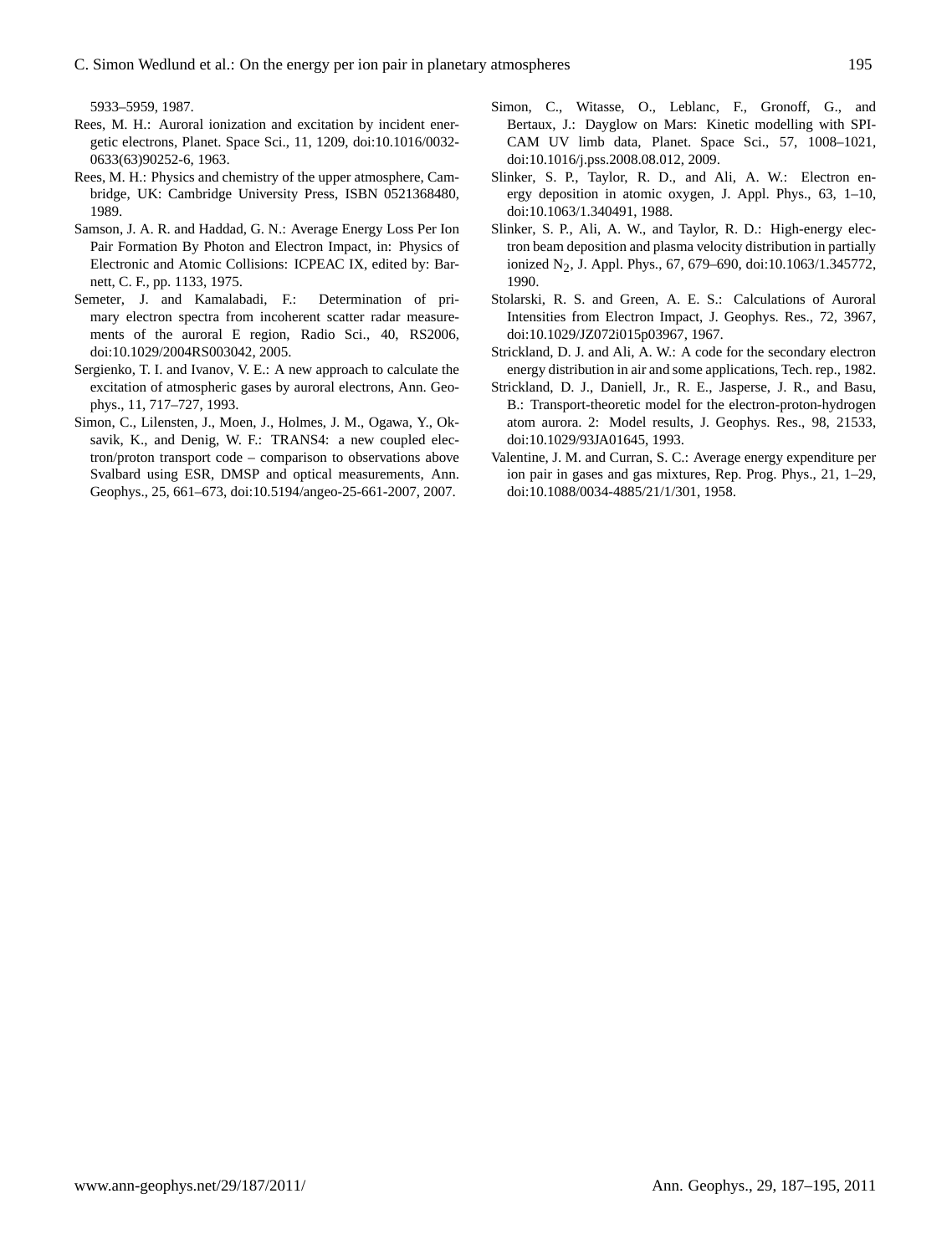5933–5959, 1987.

Rees, M. H.: Auroral ionization and excitation by incident energetic electrons, Planet. Space Sci., 11, 1209, doi:10.1016/0032-0633(63)90252-6, 1963.

Rees, M. H.: Physics and chemistry of the upper atmosphere, Cambridge, UK: Cambridge University Press, ISBN 0521368480, 1989.

Samson, J. A. R. and Haddad, G. N.: Average Energy Loss Per Ion Pair Formation By Photon and Electron Impact, in: Physics of Electronic and Atomic Collisions: ICPEAC IX, edited by: Barnett, C. F., pp. 1133, 1975.

Semeter, J. and Kamalabadi, F.: Determination of primary electron spectra from incoherent scatter radar measurements of the auroral E region, Radio Sci., 40, RS2006, doi:10.1029/2004RS003042, 2005.

Sergienko, T. I. and Ivanov, V. E.: A new approach to calculate the excitation of atmospheric gases by auroral electrons, Ann. Geophys., 11, 717–727, 1993.

Simon, C., Lilensten, J., Moen, J., Holmes, J. M., Ogawa, Y., Oksavik, K., and Denig, W. F.: TRANS4: a new coupled electron/proton transport code – comparison to observations above Svalbard using ESR, DMSP and optical measurements, Ann. Geophys., 25, 661–673, doi:10.5194/angeo-25-661-2007, 2007.

Simon, C., Witasse, O., Leblanc, F., Gronoff, G., and Bertaux, J.: Dayglow on Mars: Kinetic modelling with SPICAM UV limb data, Planet. Space Sci., 57, 1008–1021, doi:10.1016/j.pss.2008.08.012, 2009.

Slinker, S. P., Taylor, R. D., and Ali, A. W.: Electron energy deposition in atomic oxygen, J. Appl. Phys., 63, 1–10, doi:10.1063/1.340491, 1988.

Slinker, S. P., Ali, A. W., and Taylor, R. D.: High-energy electron beam deposition and plasma velocity distribution in partially ionized $N_2$, J. Appl. Phys., 67, 679–690, doi:10.1063/1.345772, 1990.

Stolarski, R. S. and Green, A. E. S.: Calculations of Auroral Intensities from Electron Impact, J. Geophys. Res., 72, 3967, doi:10.1029/JZ072i015p03967, 1967.

Strickland, D. J. and Ali, A. W.: A code for the secondary electron energy distribution in air and some applications, Tech. rep., 1982.

Strickland, D. J., Daniell, Jr., R. E., Jasperse, J. R., and Basu, B.: Transport-theoretic model for the electron-proton-hydrogen atom aurora. 2: Model results, J. Geophys. Res., 98, 21533, doi:10.1029/93JA01645, 1993.

Valentine, J. M. and Curran, S. C.: Average energy expenditure per ion pair in gases and gas mixtures, Rep. Prog. Phys., 21, 1–29, doi:10.1088/0034-4885/21/1/301, 1958.